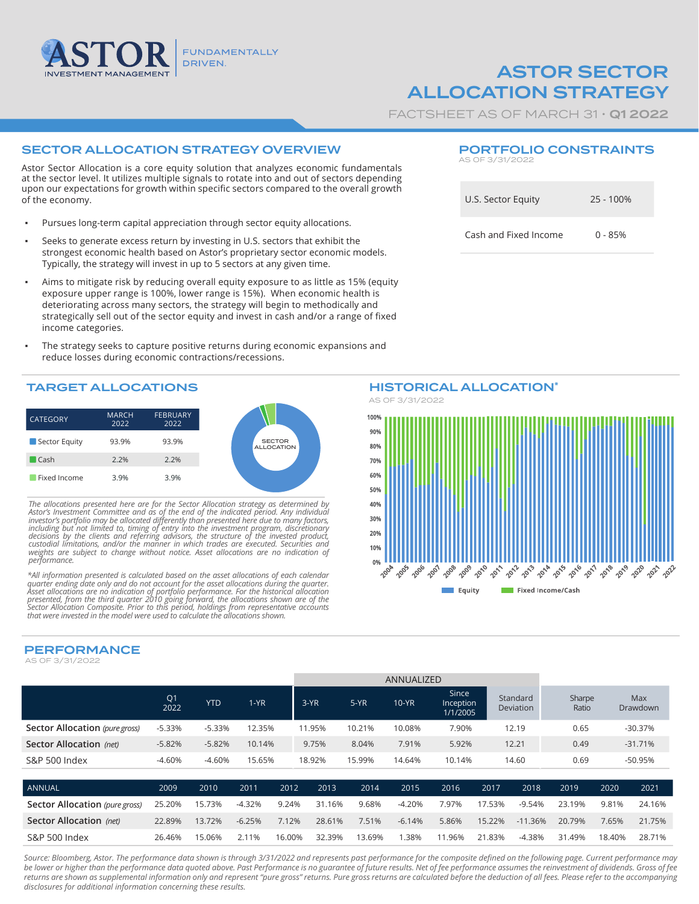# ASTOR SECTOR ALLOCATION STRATEGY

FACTSHEET AS OF MARCH 31 · **Q1 2022**

## SECTOR ALLOCATION STRATEGY OVERVIEW

Astor Sector Allocation is a core equity solution that analyzes economic fundamentals at the sector level. It utilizes multiple signals to rotate into and out of sectors depending upon our expectations for growth within specific sectors compared to the overall growth of the economy.

- Pursues long-term capital appreciation through sector equity allocations.
- Seeks to generate excess return by investing in U.S. sectors that exhibit the strongest economic health based on Astor's proprietary sector economic models. Typically, the strategy will invest in up to 5 sectors at any given time.
- Aims to mitigate risk by reducing overall equity exposure to as little as 15% (equity exposure upper range is 100%, lower range is 15%). When economic health is deteriorating across many sectors, the strategy will begin to methodically and strategically sell out of the sector equity and invest in cash and/or a range of fixed income categories.
- The strategy seeks to capture positive returns during economic expansions and reduce losses during economic contractions/recessions.

## PORTFOLIO CONSTRAINTS

AS OF 3/31/2022

| | |
|---|---|
| U.S. Sector Equity | 25 - 100% |
| Cash and Fixed Income | 0 - 85% |

## TARGET ALLOCATIONS

| CATEGORY | MARCH 2022 | FEBRUARY 2022 |
|---|---|---|
| Sector Equity | 93.9% | 93.9% |
| Cash | 2.2% | 2.2% |
| Fixed Income | 3.9% | 3.9% |

SECTOR ALLOCATION

*The allocations presented here are for the Sector Allocation strategy as determined by Astor's Investment Committee and as of the end of the indicated period. Any individual investor's portfolio may be allocated differently than presented here due to many factors, including but not limited to, timing of entry into the investment program, discretionary decisions by the clients and referring advisors, the structure of the invested product, custodial limitations, and/or the manner in which trades are executed. Securities and weights are subject to change without notice. Asset allocations are no indication of performance.*

*\*All information presented is calculated based on the asset allocations of each calendar quarter ending date only and do not account for the asset allocations during the quarter. Asset allocations are no indication of portfolio performance. For the historical allocation presented, from the third quarter 2010 going forward, the allocations shown are of the Sector Allocation Composite. Prior to this period, holdings from representative accounts that were invested in the model were used to calculate the allocations shown.*

## HISTORICAL ALLOCATION*

AS OF 3/31/2022

Equity | Fixed Income/Cash

## PERFORMANCE

AS OF 3/31/2022

| | Q1 2022 | YTD | 1-YR | 3-YR | 5-YR | 10-YR | Since Inception 1/1/2005 | Standard Deviation | Sharpe Ratio | Max Drawdown |
|---|---|---|---|---|---|---|---|---|---|---|
| | | | | ANNUALIZED | | | | | | |
| Sector Allocation *(pure gross)* | -5.33% | -5.33% | 12.35% | 11.95% | 10.21% | 10.08% | 7.90% | 12.19 | 0.65 | -30.37% |
| Sector Allocation *(net)* | -5.82% | -5.82% | 10.14% | 9.75% | 8.04% | 7.91% | 5.92% | 12.21 | 0.49 | -31.71% |
| S&P 500 Index | -4.60% | -4.60% | 15.65% | 18.92% | 15.99% | 14.64% | 10.14% | 14.60 | 0.69 | -50.95% |

| ANNUAL | 2009 | 2010 | 2011 | 2012 | 2013 | 2014 | 2015 | 2016 | 2017 | 2018 | 2019 | 2020 | 2021 |
|---|---|---|---|---|---|---|---|---|---|---|---|---|---|
| Sector Allocation *(pure gross)* | 25.20% | 15.73% | -4.32% | 9.24% | 31.16% | 9.68% | -4.20% | 7.97% | 17.53% | -9.54% | 23.19% | 9.81% | 24.16% |
| Sector Allocation *(net)* | 22.89% | 13.72% | -6.25% | 7.12% | 28.61% | 7.51% | -6.14% | 5.86% | 15.22% | -11.36% | 20.79% | 7.65% | 21.75% |
| S&P 500 Index | 26.46% | 15.06% | 2.11% | 16.00% | 32.39% | 13.69% | 1.38% | 11.96% | 21.83% | -4.38% | 31.49% | 18.40% | 28.71% |

*Source: Bloomberg, Astor. The performance data shown is through 3/31/2022 and represents past performance for the composite defined on the following page. Current performance may be lower or higher than the performance data quoted above. Past Performance is no guarantee of future results. Net of fee performance assumes the reinvestment of dividends. Gross of fee returns are shown as supplemental information only and represent "pure gross" returns. Pure gross returns are calculated before the deduction of all fees. Please refer to the accompanying disclosures for additional information concerning these results.*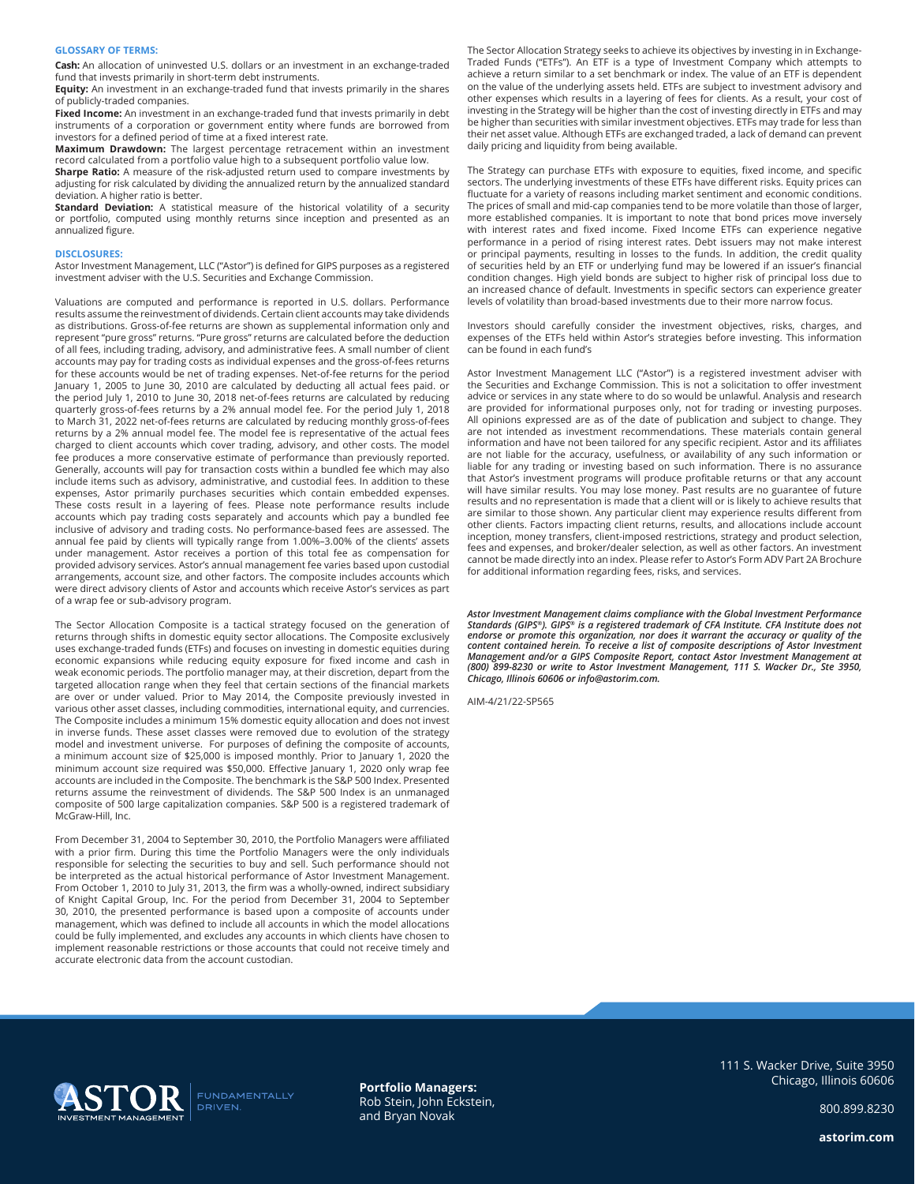## GLOSSARY OF TERMS:

**Cash:** An allocation of uninvested U.S. dollars or an investment in an exchange-traded fund that invests primarily in short-term debt instruments.

**Equity:** An investment in an exchange-traded fund that invests primarily in the shares of publicly-traded companies.

**Fixed Income:** An investment in an exchange-traded fund that invests primarily in debt instruments of a corporation or government entity where funds are borrowed from investors for a defined period of time at a fixed interest rate.

**Maximum Drawdown:** The largest percentage retracement within an investment record calculated from a portfolio value high to a subsequent portfolio value low.

**Sharpe Ratio:** A measure of the risk-adjusted return used to compare investments by adjusting for risk calculated by dividing the annualized return by the annualized standard deviation. A higher ratio is better.

**Standard Deviation:** A statistical measure of the historical volatility of a security or portfolio, computed using monthly returns since inception and presented as an annualized figure.

## DISCLOSURES:

Astor Investment Management, LLC ("Astor") is defined for GIPS purposes as a registered investment adviser with the U.S. Securities and Exchange Commission.

Valuations are computed and performance is reported in U.S. dollars. Performance results assume the reinvestment of dividends. Certain client accounts may take dividends as distributions. Gross-of-fee returns are shown as supplemental information only and represent "pure gross" returns. "Pure gross" returns are calculated before the deduction of all fees, including trading, advisory, and administrative fees. A small number of client accounts may pay for trading costs as individual expenses and the gross-of-fees returns for these accounts would be net of trading expenses. Net-of-fee returns for the period January 1, 2005 to June 30, 2010 are calculated by deducting all actual fees paid. or the period July 1, 2010 to June 30, 2018 net-of-fees returns are calculated by reducing quarterly gross-of-fees returns by a 2% annual model fee. For the period July 1, 2018 to March 31, 2022 net-of-fees returns are calculated by reducing monthly gross-of-fees returns by a 2% annual model fee. The model fee is representative of the actual fees charged to client accounts which cover trading, advisory, and other costs. The model fee produces a more conservative estimate of performance than previously reported. Generally, accounts will pay for transaction costs within a bundled fee which may also include items such as advisory, administrative, and custodial fees. In addition to these expenses, Astor primarily purchases securities which contain embedded expenses. These costs result in a layering of fees. Please note performance results include accounts which pay trading costs separately and accounts which pay a bundled fee inclusive of advisory and trading costs. No performance-based fees are assessed. The annual fee paid by clients will typically range from 1.00%–3.00% of the clients' assets under management. Astor receives a portion of this total fee as compensation for provided advisory services. Astor's annual management fee varies based upon custodial arrangements, account size, and other factors. The composite includes accounts which were direct advisory clients of Astor and accounts which receive Astor's services as part of a wrap fee or sub-advisory program.

The Sector Allocation Composite is a tactical strategy focused on the generation of returns through shifts in domestic equity sector allocations. The Composite exclusively uses exchange-traded funds (ETFs) and focuses on investing in domestic equities during economic expansions while reducing equity exposure for fixed income and cash in weak economic periods. The portfolio manager may, at their discretion, depart from the targeted allocation range when they feel that certain sections of the financial markets are over or under valued. Prior to May 2014, the Composite previously invested in various other asset classes, including commodities, international equity, and currencies. The Composite includes a minimum 15% domestic equity allocation and does not invest in inverse funds. These asset classes were removed due to evolution of the strategy model and investment universe. For purposes of defining the composite of accounts, a minimum account size of $25,000 is imposed monthly. Prior to January 1, 2020 the minimum account size required was $50,000. Effective January 1, 2020 only wrap fee accounts are included in the Composite. The benchmark is the S&P 500 Index. Presented returns assume the reinvestment of dividends. The S&P 500 Index is an unmanaged composite of 500 large capitalization companies. S&P 500 is a registered trademark of McGraw-Hill, Inc.

From December 31, 2004 to September 30, 2010, the Portfolio Managers were affiliated with a prior firm. During this time the Portfolio Managers were the only individuals responsible for selecting the securities to buy and sell. Such performance should not be interpreted as the actual historical performance of Astor Investment Management. From October 1, 2010 to July 31, 2013, the firm was a wholly-owned, indirect subsidiary of Knight Capital Group, Inc. For the period from December 31, 2004 to September 30, 2010, the presented performance is based upon a composite of accounts under management, which was defined to include all accounts in which the model allocations could be fully implemented, and excludes any accounts in which clients have chosen to implement reasonable restrictions or those accounts that could not receive timely and accurate electronic data from the account custodian.

The Sector Allocation Strategy seeks to achieve its objectives by investing in in Exchange-Traded Funds ("ETFs"). An ETF is a type of Investment Company which attempts to achieve a return similar to a set benchmark or index. The value of an ETF is dependent on the value of the underlying assets held. ETFs are subject to investment advisory and other expenses which results in a layering of fees for clients. As a result, your cost of investing in the Strategy will be higher than the cost of investing directly in ETFs and may be higher than securities with similar investment objectives. ETFs may trade for less than their net asset value. Although ETFs are exchanged traded, a lack of demand can prevent daily pricing and liquidity from being available.

The Strategy can purchase ETFs with exposure to equities, fixed income, and specific sectors. The underlying investments of these ETFs have different risks. Equity prices can fluctuate for a variety of reasons including market sentiment and economic conditions. The prices of small and mid-cap companies tend to be more volatile than those of larger, more established companies. It is important to note that bond prices move inversely with interest rates and fixed income. Fixed Income ETFs can experience negative performance in a period of rising interest rates. Debt issuers may not make interest or principal payments, resulting in losses to the funds. In addition, the credit quality of securities held by an ETF or underlying fund may be lowered if an issuer's financial condition changes. High yield bonds are subject to higher risk of principal loss due to an increased chance of default. Investments in specific sectors can experience greater levels of volatility than broad-based investments due to their more narrow focus.

Investors should carefully consider the investment objectives, risks, charges, and expenses of the ETFs held within Astor's strategies before investing. This information can be found in each fund's

Astor Investment Management LLC ("Astor") is a registered investment adviser with the Securities and Exchange Commission. This is not a solicitation to offer investment advice or services in any state where to do so would be unlawful. Analysis and research are provided for informational purposes only, not for trading or investing purposes. All opinions expressed are as of the date of publication and subject to change. They are not intended as investment recommendations. These materials contain general information and have not been tailored for any specific recipient. Astor and its affiliates are not liable for the accuracy, usefulness, or availability of any such information or liable for any trading or investing based on such information. There is no assurance that Astor's investment programs will produce profitable returns or that any account will have similar results. You may lose money. Past results are no guarantee of future results and no representation is made that a client will or is likely to achieve results that are similar to those shown. Any particular client may experience results different from other clients. Factors impacting client returns, results, and allocations include account inception, money transfers, client-imposed restrictions, strategy and product selection, fees and expenses, and broker/dealer selection, as well as other factors. An investment cannot be made directly into an index. Please refer to Astor's Form ADV Part 2A Brochure for additional information regarding fees, risks, and services.

***Astor Investment Management claims compliance with the Global Investment Performance Standards (GIPS®). GIPS® is a registered trademark of CFA Institute. CFA Institute does not endorse or promote this organization, nor does it warrant the accuracy or quality of the content contained herein. To receive a list of composite descriptions of Astor Investment Management and/or a GIPS Composite Report, contact Astor Investment Management at (800) 899-8230 or write to Astor Investment Management, 111 S. Wacker Dr., Ste 3950, Chicago, Illinois 60606 or info@astorim.com.***

AIM-4/21/22-SP565

ASTOR INVESTMENT MANAGEMENT | FUNDAMENTALLY DRIVEN.

**Portfolio Managers:**
Rob Stein, John Eckstein, and Bryan Novak

111 S. Wacker Drive, Suite 3950
Chicago, Illinois 60606

800.899.8230

**astorim.com**